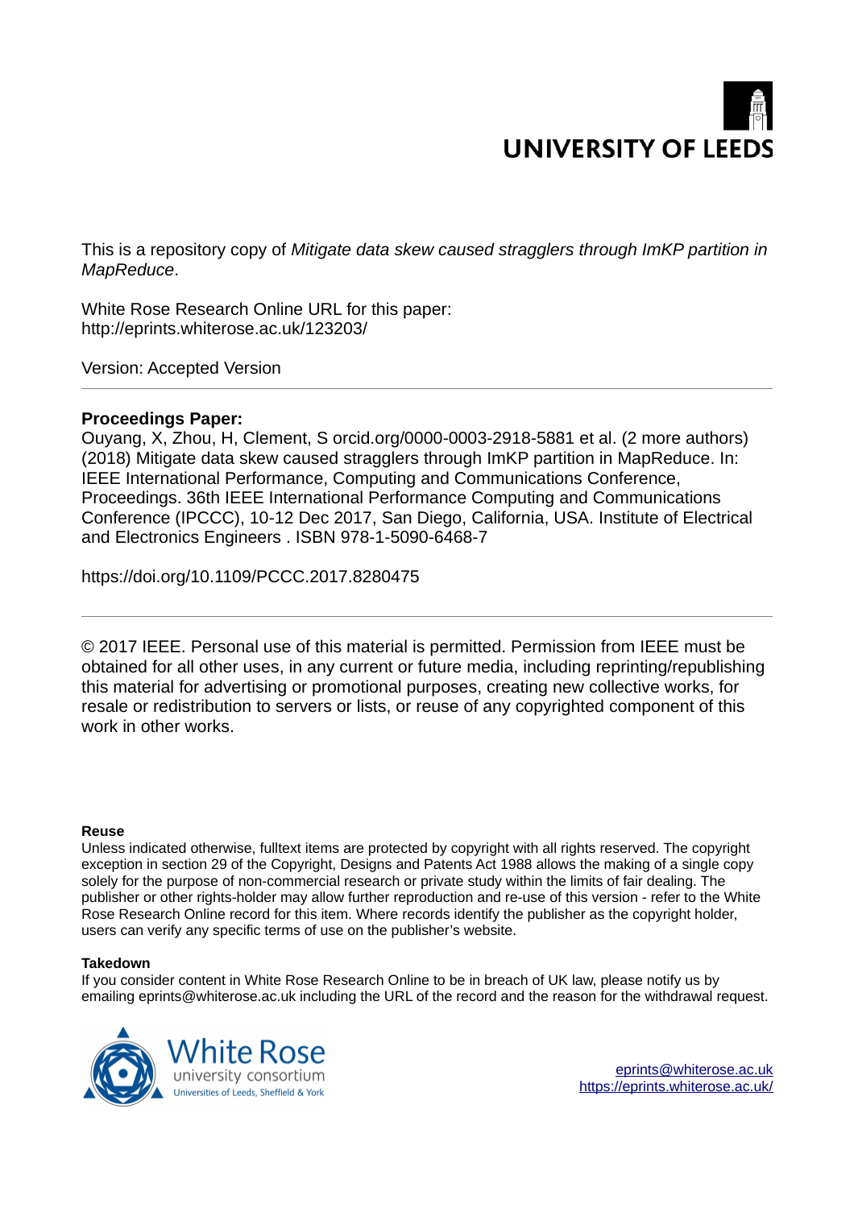UNIVERSITY OF LEEDS

This is a repository copy of *Mitigate data skew caused stragglers through ImKP partition in MapReduce*.

White Rose Research Online URL for this paper:
http://eprints.whiterose.ac.uk/123203/

Version: Accepted Version

**Proceedings Paper:**
Ouyang, X, Zhou, H, Clement, S orcid.org/0000-0003-2918-5881 et al. (2 more authors) (2018) Mitigate data skew caused stragglers through ImKP partition in MapReduce. In: IEEE International Performance, Computing and Communications Conference, Proceedings. 36th IEEE International Performance Computing and Communications Conference (IPCCC), 10-12 Dec 2017, San Diego, California, USA. Institute of Electrical and Electronics Engineers . ISBN 978-1-5090-6468-7

https://doi.org/10.1109/PCCC.2017.8280475

---

© 2017 IEEE. Personal use of this material is permitted. Permission from IEEE must be obtained for all other uses, in any current or future media, including reprinting/republishing this material for advertising or promotional purposes, creating new collective works, for resale or redistribution to servers or lists, or reuse of any copyrighted component of this work in other works.

**Reuse**
Unless indicated otherwise, fulltext items are protected by copyright with all rights reserved. The copyright exception in section 29 of the Copyright, Designs and Patents Act 1988 allows the making of a single copy solely for the purpose of non-commercial research or private study within the limits of fair dealing. The publisher or other rights-holder may allow further reproduction and re-use of this version - refer to the White Rose Research Online record for this item. Where records identify the publisher as the copyright holder, users can verify any specific terms of use on the publisher's website.

**Takedown**
If you consider content in White Rose Research Online to be in breach of UK law, please notify us by emailing eprints@whiterose.ac.uk including the URL of the record and the reason for the withdrawal request.

White Rose
university consortium
Universities of Leeds, Sheffield & York

eprints@whiterose.ac.uk
https://eprints.whiterose.ac.uk/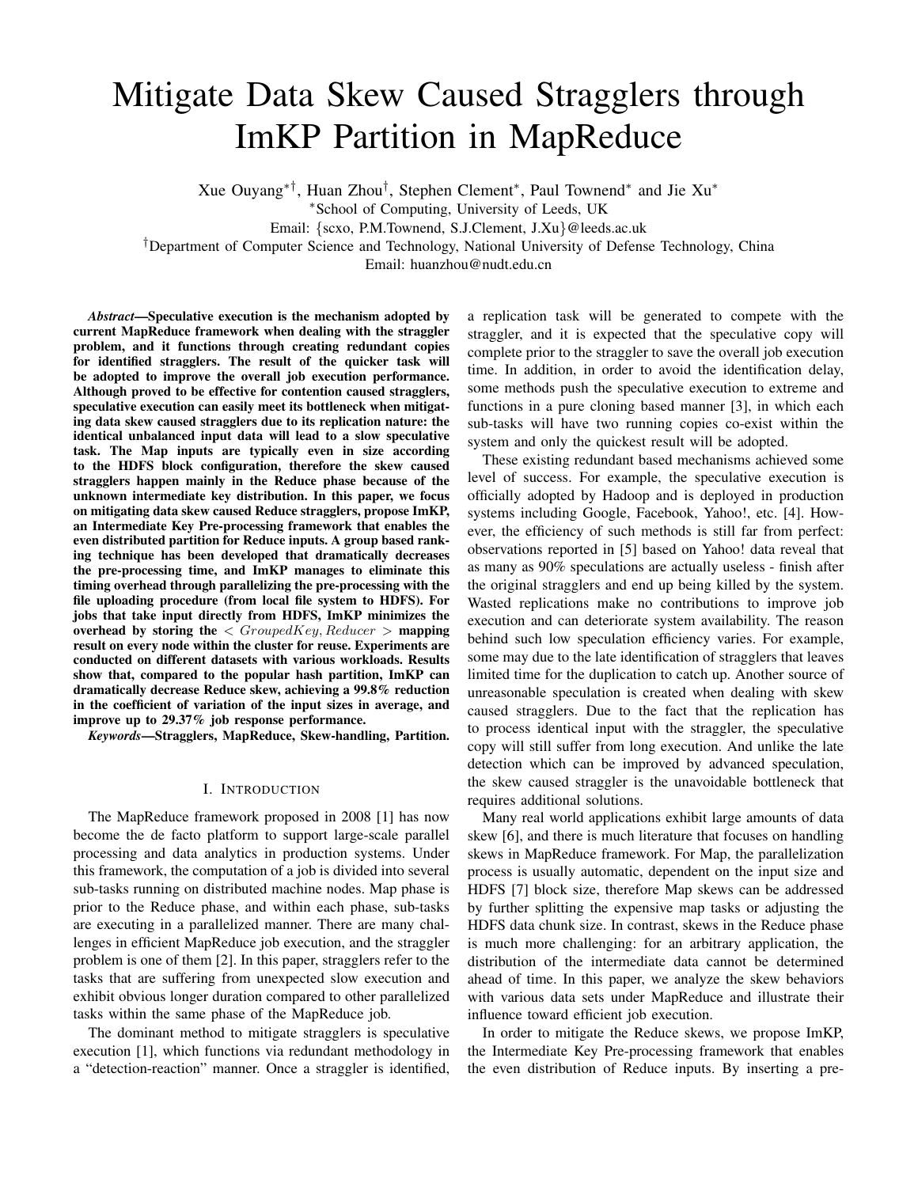# Mitigate Data Skew Caused Stragglers through ImKP Partition in MapReduce

Xue Ouyang[∗†], Huan Zhou[†], Stephen Clement[∗], Paul Townend[∗] and Jie Xu[∗]

[∗]School of Computing, University of Leeds, UK

Email: {scxo, P.M.Townend, S.J.Clement, J.Xu}@leeds.ac.uk

[†]Department of Computer Science and Technology, National University of Defense Technology, China

Email: huanzhou@nudt.edu.cn

***Abstract*—Speculative execution is the mechanism adopted by current MapReduce framework when dealing with the straggler problem, and it functions through creating redundant copies for identified stragglers. The result of the quicker task will be adopted to improve the overall job execution performance. Although proved to be effective for contention caused stragglers, speculative execution can easily meet its bottleneck when mitigating data skew caused stragglers due to its replication nature: the identical unbalanced input data will lead to a slow speculative task. The Map inputs are typically even in size according to the HDFS block configuration, therefore the skew caused stragglers happen mainly in the Reduce phase because of the unknown intermediate key distribution. In this paper, we focus on mitigating data skew caused Reduce stragglers, propose ImKP, an Intermediate Key Pre-processing framework that enables the even distributed partition for Reduce inputs. A group based ranking technique has been developed that dramatically decreases the pre-processing time, and ImKP manages to eliminate this timing overhead through parallelizing the pre-processing with the file uploading procedure (from local file system to HDFS). For jobs that take input directly from HDFS, ImKP minimizes the overhead by storing the $< GroupedKey, Reducer >$ mapping result on every node within the cluster for reuse. Experiments are conducted on different datasets with various workloads. Results show that, compared to the popular hash partition, ImKP can dramatically decrease Reduce skew, achieving a 99.8% reduction in the coefficient of variation of the input sizes in average, and improve up to 29.37% job response performance.**

***Keywords*—Stragglers, MapReduce, Skew-handling, Partition.**

## I. Introduction

The MapReduce framework proposed in 2008 [1] has now become the de facto platform to support large-scale parallel processing and data analytics in production systems. Under this framework, the computation of a job is divided into several sub-tasks running on distributed machine nodes. Map phase is prior to the Reduce phase, and within each phase, sub-tasks are executing in a parallelized manner. There are many challenges in efficient MapReduce job execution, and the straggler problem is one of them [2]. In this paper, stragglers refer to the tasks that are suffering from unexpected slow execution and exhibit obvious longer duration compared to other parallelized tasks within the same phase of the MapReduce job.

The dominant method to mitigate stragglers is speculative execution [1], which functions via redundant methodology in a "detection-reaction" manner. Once a straggler is identified, a replication task will be generated to compete with the straggler, and it is expected that the speculative copy will complete prior to the straggler to save the overall job execution time. In addition, in order to avoid the identification delay, some methods push the speculative execution to extreme and functions in a pure cloning based manner [3], in which each sub-tasks will have two running copies co-exist within the system and only the quickest result will be adopted.

These existing redundant based mechanisms achieved some level of success. For example, the speculative execution is officially adopted by Hadoop and is deployed in production systems including Google, Facebook, Yahoo!, etc. [4]. However, the efficiency of such methods is still far from perfect: observations reported in [5] based on Yahoo! data reveal that as many as 90% speculations are actually useless - finish after the original stragglers and end up being killed by the system. Wasted replications make no contributions to improve job execution and can deteriorate system availability. The reason behind such low speculation efficiency varies. For example, some may due to the late identification of stragglers that leaves limited time for the duplication to catch up. Another source of unreasonable speculation is created when dealing with skew caused stragglers. Due to the fact that the replication has to process identical input with the straggler, the speculative copy will still suffer from long execution. And unlike the late detection which can be improved by advanced speculation, the skew caused straggler is the unavoidable bottleneck that requires additional solutions.

Many real world applications exhibit large amounts of data skew [6], and there is much literature that focuses on handling skews in MapReduce framework. For Map, the parallelization process is usually automatic, dependent on the input size and HDFS [7] block size, therefore Map skews can be addressed by further splitting the expensive map tasks or adjusting the HDFS data chunk size. In contrast, skews in the Reduce phase is much more challenging: for an arbitrary application, the distribution of the intermediate data cannot be determined ahead of time. In this paper, we analyze the skew behaviors with various data sets under MapReduce and illustrate their influence toward efficient job execution.

In order to mitigate the Reduce skews, we propose ImKP, the Intermediate Key Pre-processing framework that enables the even distribution of Reduce inputs. By inserting a pre-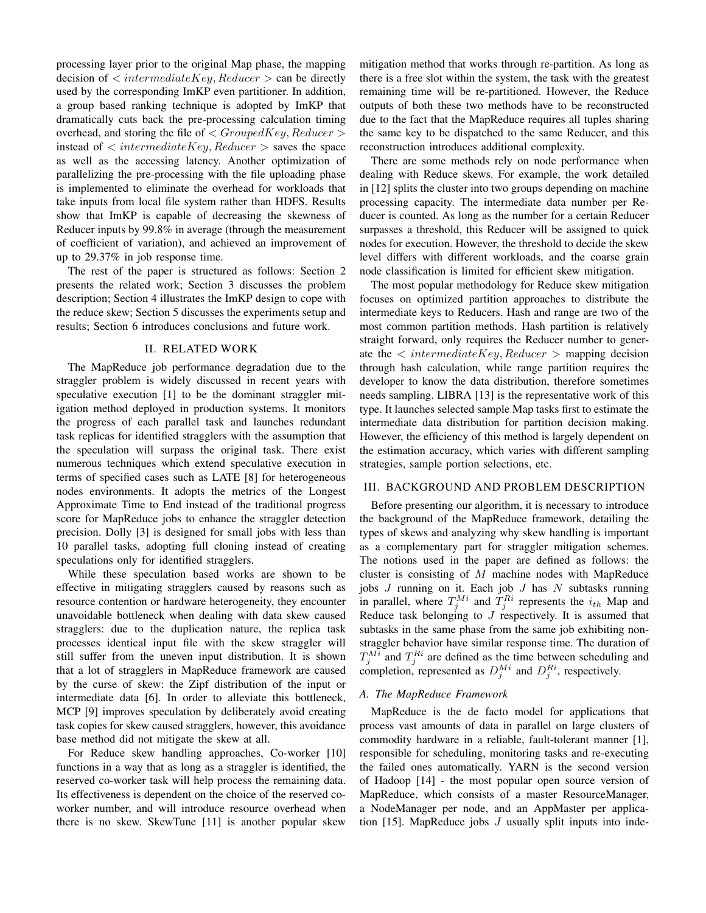processing layer prior to the original Map phase, the mapping decision of $< intermediateKey, Reducer >$ can be directly used by the corresponding ImKP even partitioner. In addition, a group based ranking technique is adopted by ImKP that dramatically cuts back the pre-processing calculation timing overhead, and storing the file of $< GroupedKey, Reducer >$ instead of $< intermediateKey, Reducer >$ saves the space as well as the accessing latency. Another optimization of parallelizing the pre-processing with the file uploading phase is implemented to eliminate the overhead for workloads that take inputs from local file system rather than HDFS. Results show that ImKP is capable of decreasing the skewness of Reducer inputs by 99.8% in average (through the measurement of coefficient of variation), and achieved an improvement of up to 29.37% in job response time.

The rest of the paper is structured as follows: Section 2 presents the related work; Section 3 discusses the problem description; Section 4 illustrates the ImKP design to cope with the reduce skew; Section 5 discusses the experiments setup and results; Section 6 introduces conclusions and future work.

## II. RELATED WORK

The MapReduce job performance degradation due to the straggler problem is widely discussed in recent years with speculative execution [1] to be the dominant straggler mitigation method deployed in production systems. It monitors the progress of each parallel task and launches redundant task replicas for identified stragglers with the assumption that the speculation will surpass the original task. There exist numerous techniques which extend speculative execution in terms of specified cases such as LATE [8] for heterogeneous nodes environments. It adopts the metrics of the Longest Approximate Time to End instead of the traditional progress score for MapReduce jobs to enhance the straggler detection precision. Dolly [3] is designed for small jobs with less than 10 parallel tasks, adopting full cloning instead of creating speculations only for identified stragglers.

While these speculation based works are shown to be effective in mitigating stragglers caused by reasons such as resource contention or hardware heterogeneity, they encounter unavoidable bottleneck when dealing with data skew caused stragglers: due to the duplication nature, the replica task processes identical input file with the skew straggler will still suffer from the uneven input distribution. It is shown that a lot of stragglers in MapReduce framework are caused by the curse of skew: the Zipf distribution of the input or intermediate data [6]. In order to alleviate this bottleneck, MCP [9] improves speculation by deliberately avoid creating task copies for skew caused stragglers, however, this avoidance base method did not mitigate the skew at all.

For Reduce skew handling approaches, Co-worker [10] functions in a way that as long as a straggler is identified, the reserved co-worker task will help process the remaining data. Its effectiveness is dependent on the choice of the reserved co-worker number, and will introduce resource overhead when there is no skew. SkewTune [11] is another popular skew mitigation method that works through re-partition. As long as there is a free slot within the system, the task with the greatest remaining time will be re-partitioned. However, the Reduce outputs of both these two methods have to be reconstructed due to the fact that the MapReduce requires all tuples sharing the same key to be dispatched to the same Reducer, and this reconstruction introduces additional complexity.

There are some methods rely on node performance when dealing with Reduce skews. For example, the work detailed in [12] splits the cluster into two groups depending on machine processing capacity. The intermediate data number per Reducer is counted. As long as the number for a certain Reducer surpasses a threshold, this Reducer will be assigned to quick nodes for execution. However, the threshold to decide the skew level differs with different workloads, and the coarse grain node classification is limited for efficient skew mitigation.

The most popular methodology for Reduce skew mitigation focuses on optimized partition approaches to distribute the intermediate keys to Reducers. Hash and range are two of the most common partition methods. Hash partition is relatively straight forward, only requires the Reducer number to generate the $< intermediateKey, Reducer >$ mapping decision through hash calculation, while range partition requires the developer to know the data distribution, therefore sometimes needs sampling. LIBRA [13] is the representative work of this type. It launches selected sample Map tasks first to estimate the intermediate data distribution for partition decision making. However, the efficiency of this method is largely dependent on the estimation accuracy, which varies with different sampling strategies, sample portion selections, etc.

## III. BACKGROUND AND PROBLEM DESCRIPTION

Before presenting our algorithm, it is necessary to introduce the background of the MapReduce framework, detailing the types of skews and analyzing why skew handling is important as a complementary part for straggler mitigation schemes. The notions used in the paper are defined as follows: the cluster is consisting of $M$ machine nodes with MapReduce jobs $J$ running on it. Each job $J$ has $N$ subtasks running in parallel, where $T_j^{Mi}$ and $T_j^{Ri}$ represents the $i_{th}$ Map and Reduce task belonging to $J$ respectively. It is assumed that subtasks in the same phase from the same job exhibiting non-straggler behavior have similar response time. The duration of $T_j^{Mi}$ and $T_j^{Ri}$ are defined as the time between scheduling and completion, represented as $D_j^{Mi}$ and $D_j^{Ri}$, respectively.

### A. The MapReduce Framework

MapReduce is the de facto model for applications that process vast amounts of data in parallel on large clusters of commodity hardware in a reliable, fault-tolerant manner [1], responsible for scheduling, monitoring tasks and re-executing the failed ones automatically. YARN is the second version of Hadoop [14] - the most popular open source version of MapReduce, which consists of a master ResourceManager, a NodeManager per node, and an AppMaster per application [15]. MapReduce jobs $J$ usually split inputs into inde-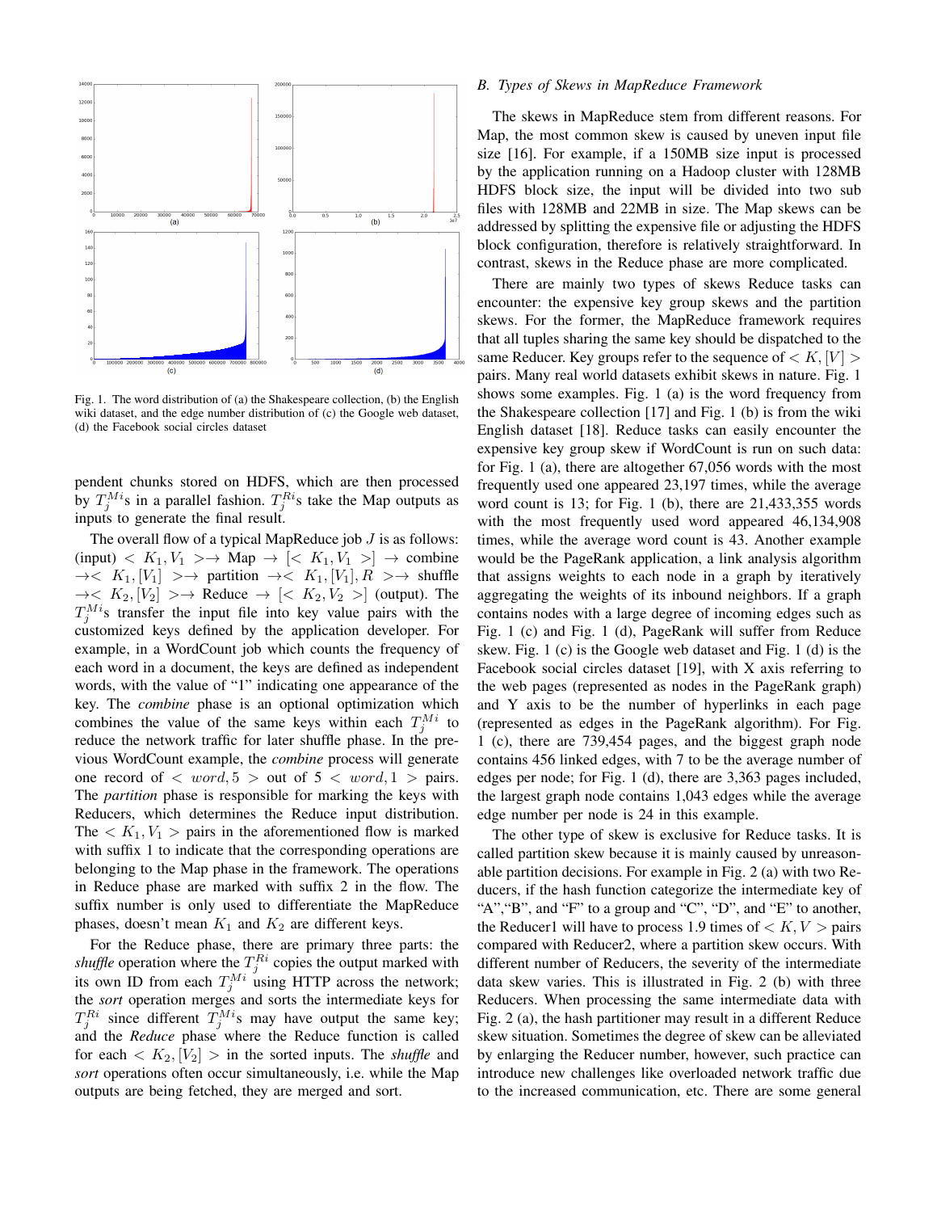14000
12000
10000
8000
6000
4000
2000
0
0 10000 20000 30000 40000 50000 60000 70000
(a)

200000
150000
100000
50000
0
0.0 0.5 1.0 1.5 2.0 2.5
1e7
(b)

160
140
120
100
80
60
40
20
0
0 100000 200000 300000 400000 500000 600000 700000 800000
(c)

1200
1000
800
600
400
200
0
0 500 1000 1500 2000 2500 3000 3500 4000
(d)

Fig. 1. The word distribution of (a) the Shakespeare collection, (b) the English wiki dataset, and the edge number distribution of (c) the Google web dataset, (d) the Facebook social circles dataset

pendent chunks stored on HDFS, which are then processed by $T_j^{Mi}$s in a parallel fashion. $T_j^{Ri}$s take the Map outputs as inputs to generate the final result.

The overall flow of a typical MapReduce job $J$ is as follows: (input) $< K_1, V_1 > \rightarrow$ Map $\rightarrow [< K_1, V_1 >] \rightarrow$ combine $\rightarrow < K_1, [V_1] > \rightarrow$ partition $\rightarrow < K_1, [V_1], R > \rightarrow$ shuffle $\rightarrow < K_2, [V_2] > \rightarrow$ Reduce $\rightarrow [< K_2, V_2 >]$ (output). The $T_j^{Mi}$s transfer the input file into key value pairs with the customized keys defined by the application developer. For example, in a WordCount job which counts the frequency of each word in a document, the keys are defined as independent words, with the value of "1" indicating one appearance of the key. The *combine* phase is an optional optimization which combines the value of the same keys within each $T_j^{Mi}$ to reduce the network traffic for later shuffle phase. In the previous WordCount example, the *combine* process will generate one record of $< word, 5 >$ out of 5 $< word, 1 >$ pairs. The *partition* phase is responsible for marking the keys with Reducers, which determines the Reduce input distribution. The $< K_1, V_1 >$ pairs in the aforementioned flow is marked with suffix 1 to indicate that the corresponding operations are belonging to the Map phase in the framework. The operations in Reduce phase are marked with suffix 2 in the flow. The suffix number is only used to differentiate the MapReduce phases, doesn't mean $K_1$ and $K_2$ are different keys.

For the Reduce phase, there are primary three parts: the *shuffle* operation where the $T_j^{Ri}$ copies the output marked with its own ID from each $T_j^{Mi}$ using HTTP across the network; the *sort* operation merges and sorts the intermediate keys for $T_j^{Ri}$ since different $T_j^{Mi}$s may have output the same key; and the *Reduce* phase where the Reduce function is called for each $< K_2, [V_2] >$ in the sorted inputs. The *shuffle* and *sort* operations often occur simultaneously, i.e. while the Map outputs are being fetched, they are merged and sort.

### B. Types of Skews in MapReduce Framework

The skews in MapReduce stem from different reasons. For Map, the most common skew is caused by uneven input file size [16]. For example, if a 150MB size input is processed by the application running on a Hadoop cluster with 128MB HDFS block size, the input will be divided into two sub files with 128MB and 22MB in size. The Map skews can be addressed by splitting the expensive file or adjusting the HDFS block configuration, therefore is relatively straightforward. In contrast, skews in the Reduce phase are more complicated.

There are mainly two types of skews Reduce tasks can encounter: the expensive key group skews and the partition skews. For the former, the MapReduce framework requires that all tuples sharing the same key should be dispatched to the same Reducer. Key groups refer to the sequence of $< K, [V] >$ pairs. Many real world datasets exhibit skews in nature. Fig. 1 shows some examples. Fig. 1 (a) is the word frequency from the Shakespeare collection [17] and Fig. 1 (b) is from the wiki English dataset [18]. Reduce tasks can easily encounter the expensive key group skew if WordCount is run on such data: for Fig. 1 (a), there are altogether 67,056 words with the most frequently used one appeared 23,197 times, while the average word count is 13; for Fig. 1 (b), there are 21,433,355 words with the most frequently used word appeared 46,134,908 times, while the average word count is 43. Another example would be the PageRank application, a link analysis algorithm that assigns weights to each node in a graph by iteratively aggregating the weights of its inbound neighbors. If a graph contains nodes with a large degree of incoming edges such as Fig. 1 (c) and Fig. 1 (d), PageRank will suffer from Reduce skew. Fig. 1 (c) is the Google web dataset and Fig. 1 (d) is the Facebook social circles dataset [19], with X axis referring to the web pages (represented as nodes in the PageRank graph) and Y axis to be the number of hyperlinks in each page (represented as edges in the PageRank algorithm). For Fig. 1 (c), there are 739,454 pages, and the biggest graph node contains 456 linked edges, with 7 to be the average number of edges per node; for Fig. 1 (d), there are 3,363 pages included, the largest graph node contains 1,043 edges while the average edge number per node is 24 in this example.

The other type of skew is exclusive for Reduce tasks. It is called partition skew because it is mainly caused by unreasonable partition decisions. For example in Fig. 2 (a) with two Reducers, if the hash function categorize the intermediate key of "A","B", and "F" to a group and "C", "D", and "E" to another, the Reducer1 will have to process 1.9 times of $< K, V >$ pairs compared with Reducer2, where a partition skew occurs. With different number of Reducers, the severity of the intermediate data skew varies. This is illustrated in Fig. 2 (b) with three Reducers. When processing the same intermediate data with Fig. 2 (a), the hash partitioner may result in a different Reduce skew situation. Sometimes the degree of skew can be alleviated by enlarging the Reducer number, however, such practice can introduce new challenges like overloaded network traffic due to the increased communication, etc. There are some general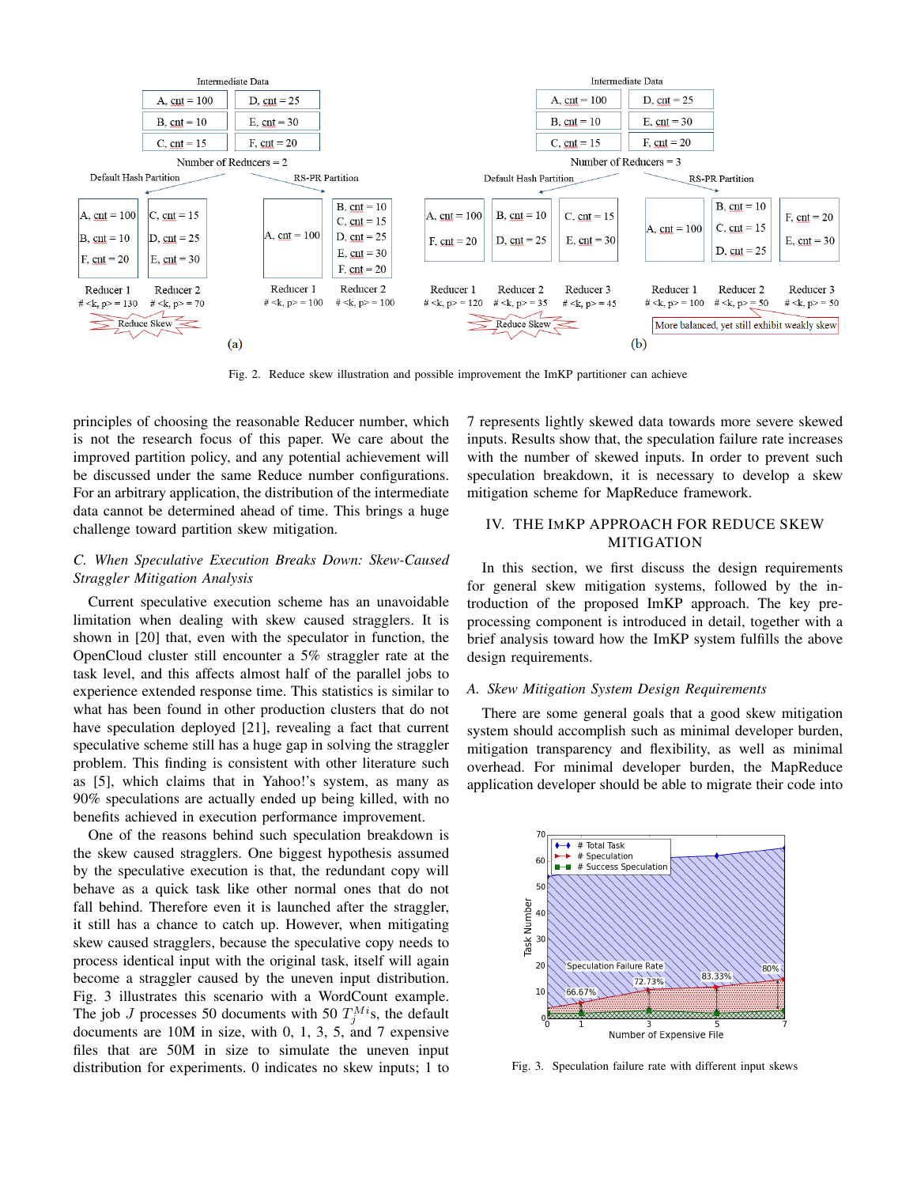Intermediate Data

A, cnt = 100 | D, cnt = 25
B, cnt = 10 | E, cnt = 30
C, cnt = 15 | F, cnt = 20

Number of Reducers = 2

Default Hash Partition | RS-PR Partition

A, cnt = 100 B, cnt = 10 F, cnt = 20 | C, cnt = 15 D, cnt = 25 E, cnt = 30 | A, cnt = 100 | B, cnt = 10 C, cnt = 15 D, cnt = 25 E, cnt = 30 F, cnt = 20

Reducer 1 # <k, p> = 130 | Reducer 2 # <k, p> = 70 | Reducer 1 # <k, p> = 100 | Reducer 2 # <k, p> = 100

Reduce Skew

(a)

Intermediate Data

A, cnt = 100 | D, cnt = 25
B, cnt = 10 | E, cnt = 30
C, cnt = 15 | F, cnt = 20

Number of Reducers = 3

Default Hash Partition | RS-PR Partition

A, cnt = 100 F, cnt = 20 | B, cnt = 10 D, cnt = 25 | C, cnt = 15 E, cnt = 30 | A, cnt = 100 | B, cnt = 10 C, cnt = 15 D, cnt = 25 | F, cnt = 20 E, cnt = 30

Reducer 1 # <k, p> = 120 | Reducer 2 # <k, p> = 35 | Reducer 3 # <k, p> = 45 | Reducer 1 # <k, p> = 100 | Reducer 2 # <k, p> = 50 | Reducer 3 # <k, p> = 50

Reduce Skew

More balanced, yet still exhibit weakly skew

(b)

Fig. 2. Reduce skew illustration and possible improvement the ImKP partitioner can achieve

principles of choosing the reasonable Reducer number, which is not the research focus of this paper. We care about the improved partition policy, and any potential achievement will be discussed under the same Reduce number configurations. For an arbitrary application, the distribution of the intermediate data cannot be determined ahead of time. This brings a huge challenge toward partition skew mitigation.

### *C. When Speculative Execution Breaks Down: Skew-Caused Straggler Mitigation Analysis*

Current speculative execution scheme has an unavoidable limitation when dealing with skew caused stragglers. It is shown in [20] that, even with the speculator in function, the OpenCloud cluster still encounter a 5% straggler rate at the task level, and this affects almost half of the parallel jobs to experience extended response time. This situation is similar to what has been found in other production clusters that do not have speculation deployed [21], revealing a fact that current speculative scheme still has a huge gap in solving the straggler problem. This finding is consistent with other literature such as [5], which claims that in Yahoo!'s system, as many as 90% speculations are actually ended up being killed, with no benefits achieved in execution performance improvement.

One of the reasons behind such speculation breakdown is the skew caused stragglers. One biggest hypothesis assumed by the speculative execution is that, the redundant copy will behave as a quick task like other normal ones that do not fall behind. Therefore even it is launched after the straggler, it still has a chance to catch up. However, when mitigating skew caused stragglers, because the speculative copy needs to process identical input with the original task, itself will again become a straggler caused by the uneven input distribution. Fig. 3 illustrates this scenario with a WordCount example. The job $J$ processes 50 documents with 50 $T_j^{Mi}$s, the default documents are 10M in size, with 0, 1, 3, 5, and 7 expensive files that are 50M in size to simulate the uneven input distribution for experiments. 0 indicates no skew inputs; 1 to 7 represents lightly skewed data towards more severe skewed inputs. Results show that, the speculation failure rate increases with the number of skewed inputs. In order to prevent such speculation breakdown, it is necessary to develop a skew mitigation scheme for MapReduce framework.

## IV. THE IMKP APPROACH FOR REDUCE SKEW MITIGATION

In this section, we first discuss the design requirements for general skew mitigation systems, followed by the introduction of the proposed ImKP approach. The key preprocessing component is introduced in detail, together with a brief analysis toward how the ImKP system fulfills the above design requirements.

### *A. Skew Mitigation System Design Requirements*

There are some general goals that a good skew mitigation system should accomplish such as minimal developer burden, mitigation transparency and flexibility, as well as minimal overhead. For minimal developer burden, the MapReduce application developer should be able to migrate their code into

\# Total Task
\# Speculation
\# Success Speculation
Task Number
Speculation Failure Rate
66.67%
72.73%
83.33%
80%
Number of Expensive File
0 1 3 5 7
0 10 20 30 40 50 60 70

Fig. 3. Speculation failure rate with different input skews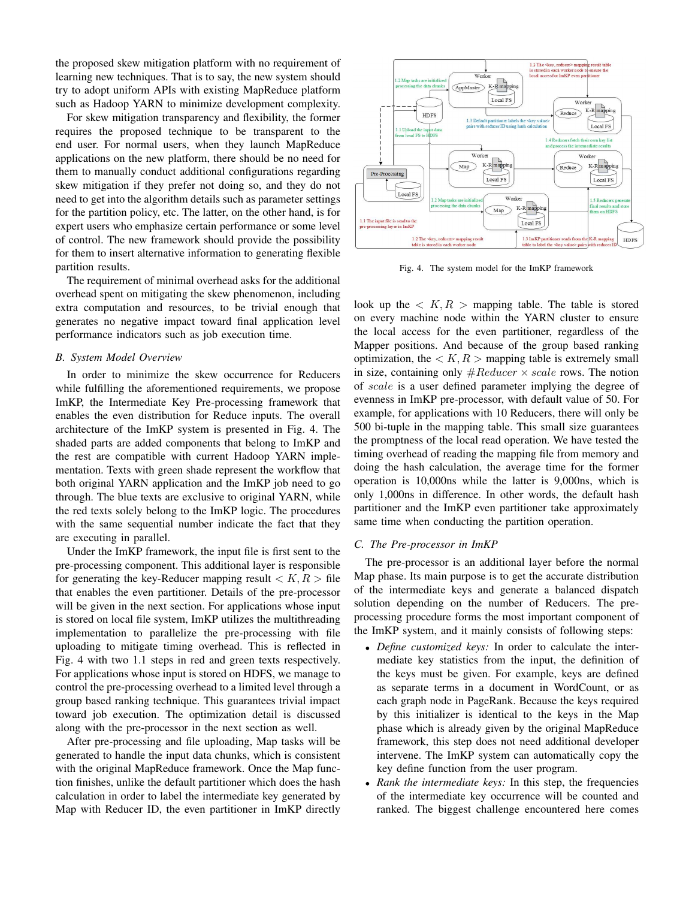the proposed skew mitigation platform with no requirement of learning new techniques. That is to say, the new system should try to adopt uniform APIs with existing MapReduce platform such as Hadoop YARN to minimize development complexity.

For skew mitigation transparency and flexibility, the former requires the proposed technique to be transparent to the end user. For normal users, when they launch MapReduce applications on the new platform, there should be no need for them to manually conduct additional configurations regarding skew mitigation if they prefer not doing so, and they do not need to get into the algorithm details such as parameter settings for the partition policy, etc. The latter, on the other hand, is for expert users who emphasize certain performance or some level of control. The new framework should provide the possibility for them to insert alternative information to generating flexible partition results.

The requirement of minimal overhead asks for the additional overhead spent on mitigating the skew phenomenon, including extra computation and resources, to be trivial enough that generates no negative impact toward final application level performance indicators such as job execution time.

### B. System Model Overview

In order to minimize the skew occurrence for Reducers while fulfilling the aforementioned requirements, we propose ImKP, the Intermediate Key Pre-processing framework that enables the even distribution for Reduce inputs. The overall architecture of the ImKP system is presented in Fig. 4. The shaded parts are added components that belong to ImKP and the rest are compatible with current Hadoop YARN implementation. Texts with green shade represent the workflow that both original YARN application and the ImKP job need to go through. The blue texts are exclusive to original YARN, while the red texts solely belong to the ImKP logic. The procedures with the same sequential number indicate the fact that they are executing in parallel.

Under the ImKP framework, the input file is first sent to the pre-processing component. This additional layer is responsible for generating the key-Reducer mapping result $< K, R >$ file that enables the even partitioner. Details of the pre-processor will be given in the next section. For applications whose input is stored on local file system, ImKP utilizes the multithreading implementation to parallelize the pre-processing with file uploading to mitigate timing overhead. This is reflected in Fig. 4 with two 1.1 steps in red and green texts respectively. For applications whose input is stored on HDFS, we manage to control the pre-processing overhead to a limited level through a group based ranking technique. This guarantees trivial impact toward job execution. The optimization detail is discussed along with the pre-processor in the next section as well.

After pre-processing and file uploading, Map tasks will be generated to handle the input data chunks, which is consistent with the original MapReduce framework. Once the Map function finishes, unlike the default partitioner which does the hash calculation in order to label the intermediate key generated by Map with Reducer ID, the even partitioner in ImKP directly

1.2 The <key, reducer> mapping result table is stored in each worker node to ensure the local access for ImKP even partitioner

1.2 Map tasks are initialized processing the data chunks

Worker

AppMaster

K-R mapping

Local FS

HDFS

1.3 Default partitioner labels the <key value> pairs with reducer ID using hash calculation

Reduce

1.1 Upload the input data from local FS to HDFS

1.4 Reducers fetch their own key list and process the intermediate results

Map

Pre-Processing

1.2 Map tasks are initialized processing the data chunks

1.5 Reducers generate final results and store them on HDFS

1.1 The input file is send to the pre-processing layer in ImKP

1.2 The <key, reducer> mapping result table is stored in each worker node

1.3 ImKP partitioner reads from the K-R mapping table to label the <key value> pairs with reducer ID

Fig. 4. The system model for the ImKP framework

look up the $< K, R >$ mapping table. The table is stored on every machine node within the YARN cluster to ensure the local access for the even partitioner, regardless of the Mapper positions. And because of the group based ranking optimization, the $< K, R >$ mapping table is extremely small in size, containing only $\#Reducer \times scale$ rows. The notion of $scale$ is a user defined parameter implying the degree of evenness in ImKP pre-processor, with default value of 50. For example, for applications with 10 Reducers, there will only be 500 bi-tuple in the mapping table. This small size guarantees the promptness of the local read operation. We have tested the timing overhead of reading the mapping file from memory and doing the hash calculation, the average time for the former operation is 10,000ns while the latter is 9,000ns, which is only 1,000ns in difference. In other words, the default hash partitioner and the ImKP even partitioner take approximately same time when conducting the partition operation.

### C. The Pre-processor in ImKP

The pre-processor is an additional layer before the normal Map phase. Its main purpose is to get the accurate distribution of the intermediate keys and generate a balanced dispatch solution depending on the number of Reducers. The pre-processing procedure forms the most important component of the ImKP system, and it mainly consists of following steps:

- *Define customized keys:* In order to calculate the intermediate key statistics from the input, the definition of the keys must be given. For example, keys are defined as separate terms in a document in WordCount, or as each graph node in PageRank. Because the keys required by this initializer is identical to the keys in the Map phase which is already given by the original MapReduce framework, this step does not need additional developer intervene. The ImKP system can automatically copy the key define function from the user program.
- *Rank the intermediate keys:* In this step, the frequencies of the intermediate key occurrence will be counted and ranked. The biggest challenge encountered here comes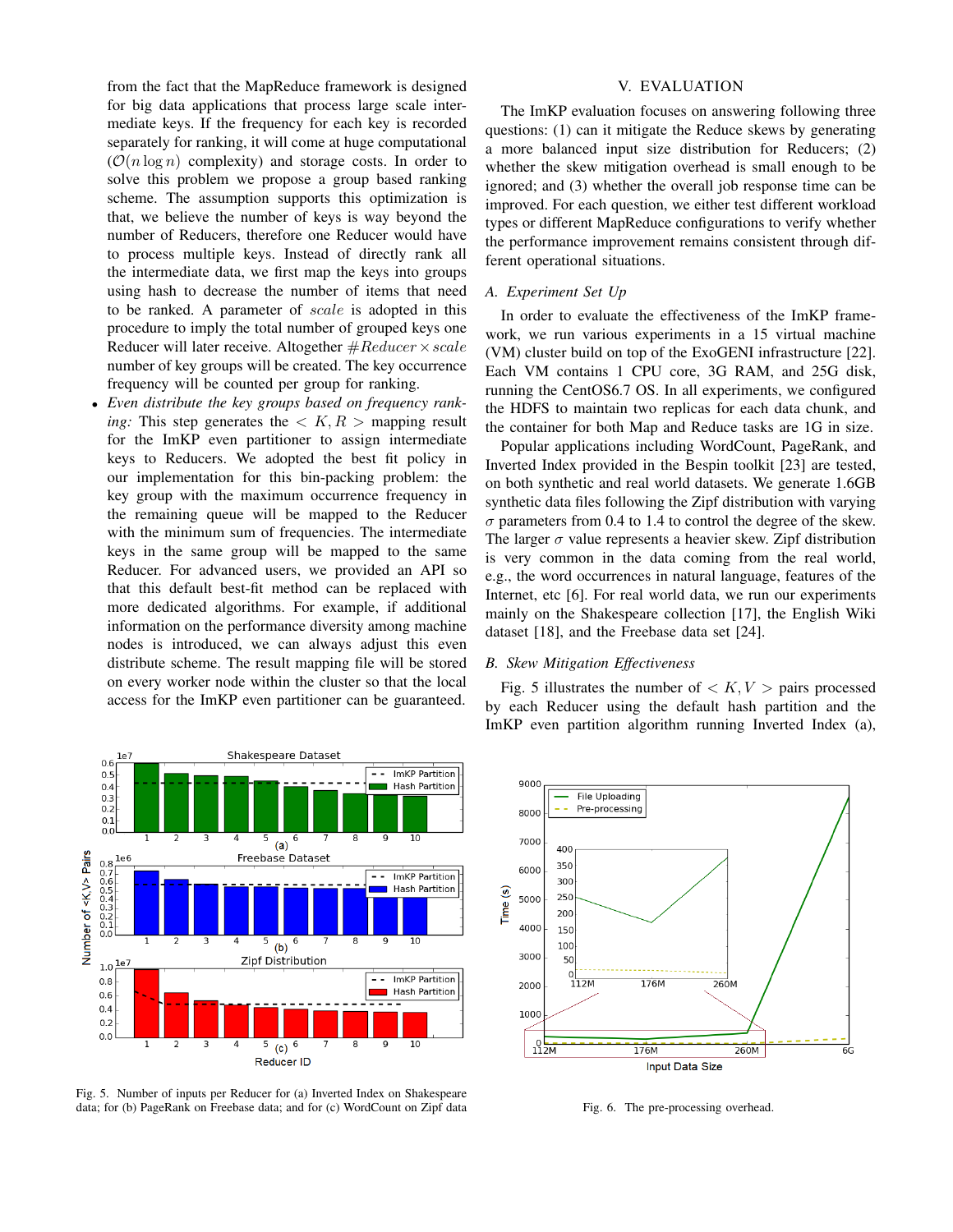from the fact that the MapReduce framework is designed for big data applications that process large scale intermediate keys. If the frequency for each key is recorded separately for ranking, it will come at huge computational ($\mathcal{O}(n \log n)$ complexity) and storage costs. In order to solve this problem we propose a group based ranking scheme. The assumption supports this optimization is that, we believe the number of keys is way beyond the number of Reducers, therefore one Reducer would have to process multiple keys. Instead of directly rank all the intermediate data, we first map the keys into groups using hash to decrease the number of items that need to be ranked. A parameter of $scale$ is adopted in this procedure to imply the total number of grouped keys one Reducer will later receive. Altogether $\#Reducer \times scale$ number of key groups will be created. The key occurrence frequency will be counted per group for ranking.

- *Even distribute the key groups based on frequency ranking:* This step generates the $< K, R >$ mapping result for the ImKP even partitioner to assign intermediate keys to Reducers. We adopted the best fit policy in our implementation for this bin-packing problem: the key group with the maximum occurrence frequency in the remaining queue will be mapped to the Reducer with the minimum sum of frequencies. The intermediate keys in the same group will be mapped to the same Reducer. For advanced users, we provided an API so that this default best-fit method can be replaced with more dedicated algorithms. For example, if additional information on the performance diversity among machine nodes is introduced, we can always adjust this even distribute scheme. The result mapping file will be stored on every worker node within the cluster so that the local access for the ImKP even partitioner can be guaranteed.

Shakespeare Dataset
1e7
ImKP Partition
Hash Partition
(a)
Freebase Dataset
1e6
ImKP Partition
Hash Partition
(b)
Zipf Distribution
1e7
ImKP Partition
Hash Partition
(c)
Number of <K,V> Pairs
Reducer ID

Fig. 5. Number of inputs per Reducer for (a) Inverted Index on Shakespeare data; for (b) PageRank on Freebase data; and for (c) WordCount on Zipf data

## V. EVALUATION

The ImKP evaluation focuses on answering following three questions: (1) can it mitigate the Reduce skews by generating a more balanced input size distribution for Reducers; (2) whether the skew mitigation overhead is small enough to be ignored; and (3) whether the overall job response time can be improved. For each question, we either test different workload types or different MapReduce configurations to verify whether the performance improvement remains consistent through different operational situations.

### A. Experiment Set Up

In order to evaluate the effectiveness of the ImKP framework, we run various experiments in a 15 virtual machine (VM) cluster build on top of the ExoGENI infrastructure [22]. Each VM contains 1 CPU core, 3G RAM, and 25G disk, running the CentOS6.7 OS. In all experiments, we configured the HDFS to maintain two replicas for each data chunk, and the container for both Map and Reduce tasks are 1G in size.

Popular applications including WordCount, PageRank, and Inverted Index provided in the Bespin toolkit [23] are tested, on both synthetic and real world datasets. We generate 1.6GB synthetic data files following the Zipf distribution with varying $\sigma$ parameters from 0.4 to 1.4 to control the degree of the skew. The larger $\sigma$ value represents a heavier skew. Zipf distribution is very common in the data coming from the real world, e.g., the word occurrences in natural language, features of the Internet, etc [6]. For real world data, we run our experiments mainly on the Shakespeare collection [17], the English Wiki dataset [18], and the Freebase data set [24].

### B. Skew Mitigation Effectiveness

Fig. 5 illustrates the number of $< K, V >$ pairs processed by each Reducer using the default hash partition and the ImKP even partition algorithm running Inverted Index (a),

File Uploading
Pre-processing
Time (s)
Input Data Size
112M
176M
260M
6G

Fig. 6. The pre-processing overhead.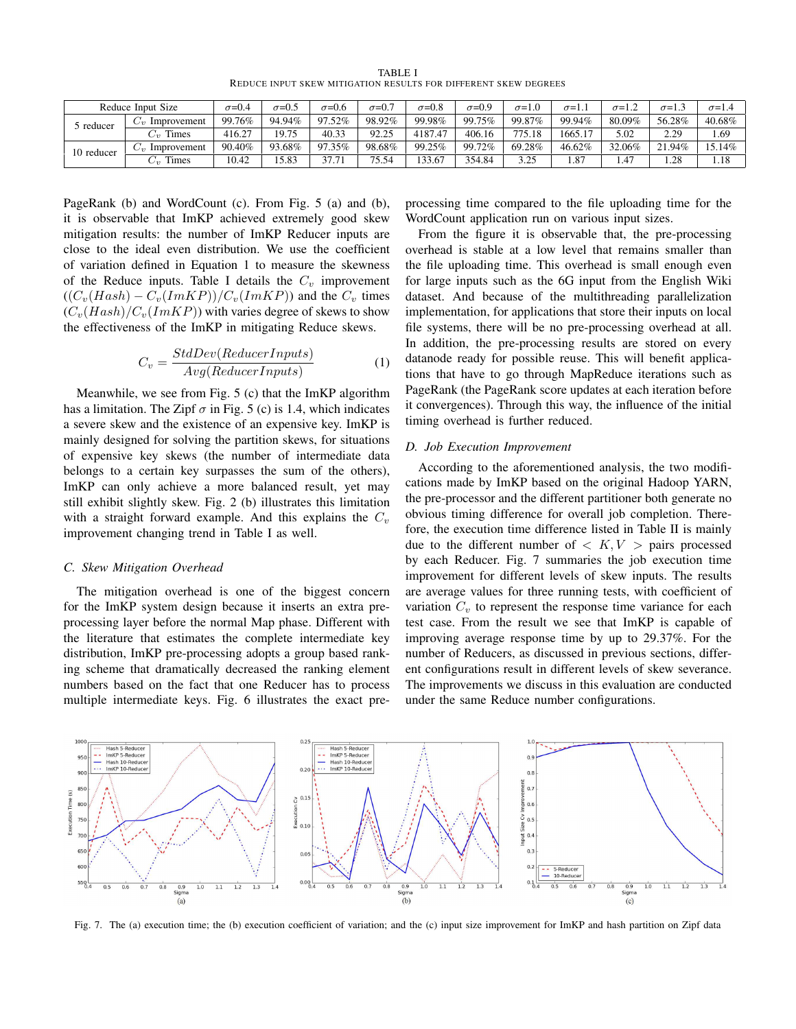TABLE I
REDUCE INPUT SKEW MITIGATION RESULTS FOR DIFFERENT SKEW DEGREES

| Reduce Input Size | | σ=0.4 | σ=0.5 | σ=0.6 | σ=0.7 | σ=0.8 | σ=0.9 | σ=1.0 | σ=1.1 | σ=1.2 | σ=1.3 | σ=1.4 |
|---|---|---|---|---|---|---|---|---|---|---|---|---|
| 5 reducer | $C_v$ Improvement | 99.76% | 94.94% | 97.52% | 98.92% | 99.98% | 99.75% | 99.87% | 99.94% | 80.09% | 56.28% | 40.68% |
| | $C_v$ Times | 416.27 | 19.75 | 40.33 | 92.25 | 4187.47 | 406.16 | 775.18 | 1665.17 | 5.02 | 2.29 | 1.69 |
| 10 reducer | $C_v$ Improvement | 90.40% | 93.68% | 97.35% | 98.68% | 99.25% | 99.72% | 69.28% | 46.62% | 32.06% | 21.94% | 15.14% |
| | $C_v$ Times | 10.42 | 15.83 | 37.71 | 75.54 | 133.67 | 354.84 | 3.25 | 1.87 | 1.47 | 1.28 | 1.18 |

PageRank (b) and WordCount (c). From Fig. 5 (a) and (b), it is observable that ImKP achieved extremely good skew mitigation results: the number of ImKP Reducer inputs are close to the ideal even distribution. We use the coefficient of variation defined in Equation 1 to measure the skewness of the Reduce inputs. Table I details the $C_v$ improvement $((C_v(Hash) - C_v(ImKP))/C_v(ImKP))$ and the $C_v$ times $(C_v(Hash)/C_v(ImKP))$ with varies degree of skews to show the effectiveness of the ImKP in mitigating Reduce skews.

$$C_v = \frac{StdDev(ReducerInputs)}{Avg(ReducerInputs)} \tag{1}$$

Meanwhile, we see from Fig. 5 (c) that the ImKP algorithm has a limitation. The Zipf $\sigma$ in Fig. 5 (c) is 1.4, which indicates a severe skew and the existence of an expensive key. ImKP is mainly designed for solving the partition skews, for situations of expensive key skews (the number of intermediate data belongs to a certain key surpasses the sum of the others), ImKP can only achieve a more balanced result, yet may still exhibit slightly skew. Fig. 2 (b) illustrates this limitation with a straight forward example. And this explains the $C_v$ improvement changing trend in Table I as well.

### C. Skew Mitigation Overhead

The mitigation overhead is one of the biggest concern for the ImKP system design because it inserts an extra pre-processing layer before the normal Map phase. Different with the literature that estimates the complete intermediate key distribution, ImKP pre-processing adopts a group based ranking scheme that dramatically decreased the ranking element numbers based on the fact that one Reducer has to process multiple intermediate keys. Fig. 6 illustrates the exact pre-processing time compared to the file uploading time for the WordCount application run on various input sizes.

From the figure it is observable that, the pre-processing overhead is stable at a low level that remains smaller than the file uploading time. This overhead is small enough even for large inputs such as the 6G input from the English Wiki dataset. And because of the multithreading parallelization implementation, for applications that store their inputs on local file systems, there will be no pre-processing overhead at all. In addition, the pre-processing results are stored on every datanode ready for possible reuse. This will benefit applications that have to go through MapReduce iterations such as PageRank (the PageRank score updates at each iteration before it convergences). Through this way, the influence of the initial timing overhead is further reduced.

### D. Job Execution Improvement

According to the aforementioned analysis, the two modifications made by ImKP based on the original Hadoop YARN, the pre-processor and the different partitioner both generate no obvious timing difference for overall job completion. Therefore, the execution time difference listed in Table II is mainly due to the different number of $< K, V >$ pairs processed by each Reducer. Fig. 7 summaries the job execution time improvement for different levels of skew inputs. The results are average values for three running tests, with coefficient of variation $C_v$ to represent the response time variance for each test case. From the result we see that ImKP is capable of improving average response time by up to 29.37%. For the number of Reducers, as discussed in previous sections, different configurations result in different levels of skew severance. The improvements we discuss in this evaluation are conducted under the same Reduce number configurations.

Hash 5-Reducer
ImKP 5-Reducer
Hash 10-Reducer
ImKP 10-Reducer
Execution Time (s)
Sigma
(a)

Execution Cv
Sigma
(b)

5-Reducer
10-Reducer
Input Size Cv Improvement
Sigma
(c)

Fig. 7. The (a) execution time; the (b) execution coefficient of variation; and the (c) input size improvement for ImKP and hash partition on Zipf data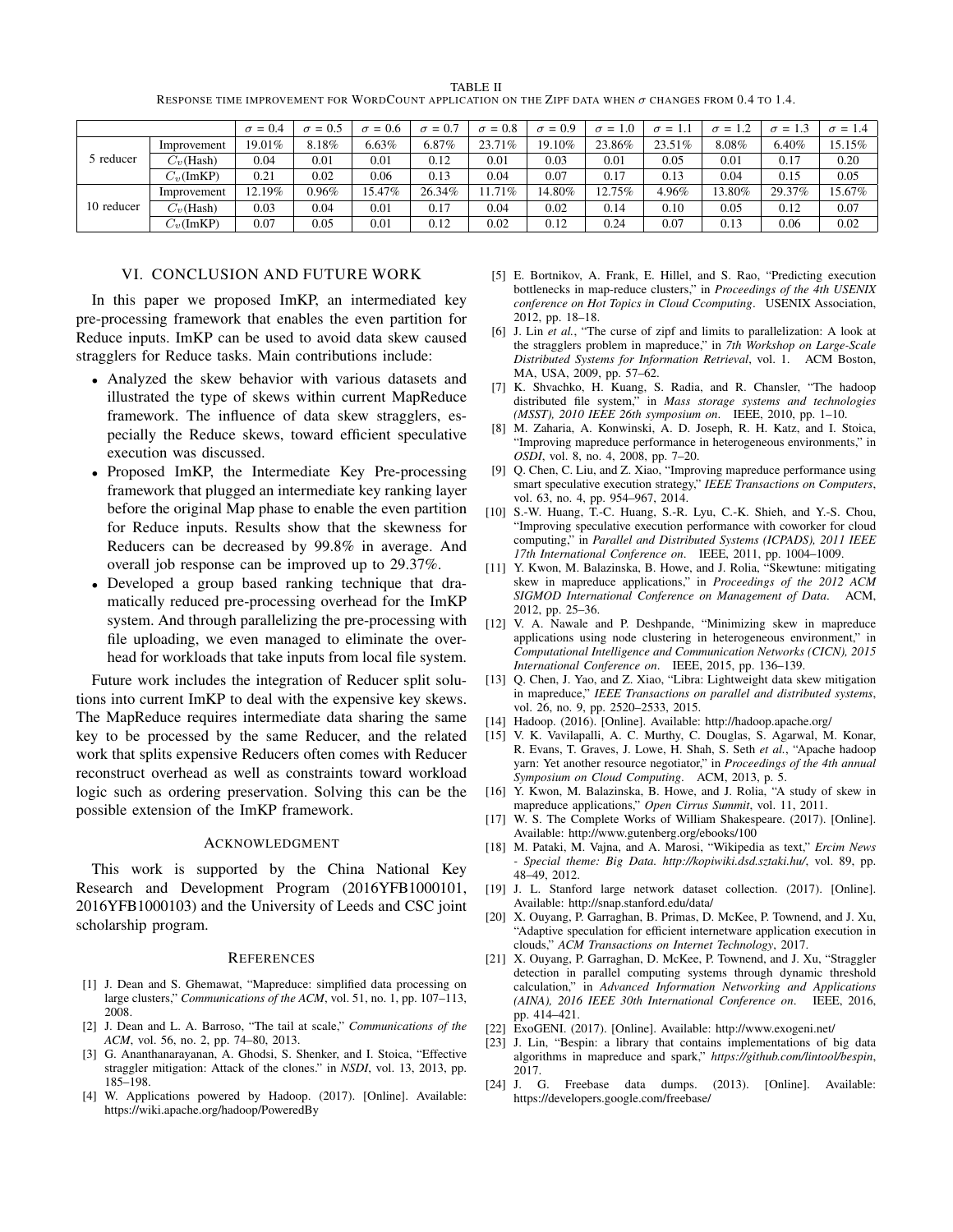TABLE II
RESPONSE TIME IMPROVEMENT FOR WORDCOUNT APPLICATION ON THE ZIPF DATA WHEN $\sigma$ CHANGES FROM 0.4 TO 1.4.

| | | $\sigma$ = 0.4 | $\sigma$ = 0.5 | $\sigma$ = 0.6 | $\sigma$ = 0.7 | $\sigma$ = 0.8 | $\sigma$ = 0.9 | $\sigma$ = 1.0 | $\sigma$ = 1.1 | $\sigma$ = 1.2 | $\sigma$ = 1.3 | $\sigma$ = 1.4 |
|---|---|---|---|---|---|---|---|---|---|---|---|---|
| 5 reducer | Improvement | 19.01% | 8.18% | 6.63% | 6.87% | 23.71% | 19.10% | 23.86% | 23.51% | 8.08% | 6.40% | 15.15% |
| | $C_v$(Hash) | 0.04 | 0.01 | 0.01 | 0.12 | 0.01 | 0.03 | 0.01 | 0.05 | 0.01 | 0.17 | 0.20 |
| | $C_v$(ImKP) | 0.21 | 0.02 | 0.06 | 0.13 | 0.04 | 0.07 | 0.17 | 0.13 | 0.04 | 0.15 | 0.05 |
| 10 reducer | Improvement | 12.19% | 0.96% | 15.47% | 26.34% | 11.71% | 14.80% | 12.75% | 4.96% | 13.80% | 29.37% | 15.67% |
| | $C_v$(Hash) | 0.03 | 0.04 | 0.01 | 0.17 | 0.04 | 0.02 | 0.14 | 0.10 | 0.05 | 0.12 | 0.07 |
| | $C_v$(ImKP) | 0.07 | 0.05 | 0.01 | 0.12 | 0.02 | 0.12 | 0.24 | 0.07 | 0.13 | 0.06 | 0.02 |

## VI. CONCLUSION AND FUTURE WORK

In this paper we proposed ImKP, an intermediated key pre-processing framework that enables the even partition for Reduce inputs. ImKP can be used to avoid data skew caused stragglers for Reduce tasks. Main contributions include:

- Analyzed the skew behavior with various datasets and illustrated the type of skews within current MapReduce framework. The influence of data skew stragglers, especially the Reduce skews, toward efficient speculative execution was discussed.
- Proposed ImKP, the Intermediate Key Pre-processing framework that plugged an intermediate key ranking layer before the original Map phase to enable the even partition for Reduce inputs. Results show that the skewness for Reducers can be decreased by 99.8% in average. And overall job response can be improved up to 29.37%.
- Developed a group based ranking technique that dramatically reduced pre-processing overhead for the ImKP system. And through parallelizing the pre-processing with file uploading, we even managed to eliminate the overhead for workloads that take inputs from local file system.

Future work includes the integration of Reducer split solutions into current ImKP to deal with the expensive key skews. The MapReduce requires intermediate data sharing the same key to be processed by the same Reducer, and the related work that splits expensive Reducers often comes with Reducer reconstruct overhead as well as constraints toward workload logic such as ordering preservation. Solving this can be the possible extension of the ImKP framework.

### ACKNOWLEDGMENT

This work is supported by the China National Key Research and Development Program (2016YFB1000101, 2016YFB1000103) and the University of Leeds and CSC joint scholarship program.

### REFERENCES

[1] J. Dean and S. Ghemawat, "Mapreduce: simplified data processing on large clusters," *Communications of the ACM*, vol. 51, no. 1, pp. 107–113, 2008.

[2] J. Dean and L. A. Barroso, "The tail at scale," *Communications of the ACM*, vol. 56, no. 2, pp. 74–80, 2013.

[3] G. Ananthanarayanan, A. Ghodsi, S. Shenker, and I. Stoica, "Effective straggler mitigation: Attack of the clones." in *NSDI*, vol. 13, 2013, pp. 185–198.

[4] W. Applications powered by Hadoop. (2017). [Online]. Available: https://wiki.apache.org/hadoop/PoweredBy

[5] E. Bortnikov, A. Frank, E. Hillel, and S. Rao, "Predicting execution bottlenecks in map-reduce clusters," in *Proceedings of the 4th USENIX conference on Hot Topics in Cloud Ccomputing*. USENIX Association, 2012, pp. 18–18.

[6] J. Lin *et al.*, "The curse of zipf and limits to parallelization: A look at the stragglers problem in mapreduce," in *7th Workshop on Large-Scale Distributed Systems for Information Retrieval*, vol. 1. ACM Boston, MA, USA, 2009, pp. 57–62.

[7] K. Shvachko, H. Kuang, S. Radia, and R. Chansler, "The hadoop distributed file system," in *Mass storage systems and technologies (MSST), 2010 IEEE 26th symposium on*. IEEE, 2010, pp. 1–10.

[8] M. Zaharia, A. Konwinski, A. D. Joseph, R. H. Katz, and I. Stoica, "Improving mapreduce performance in heterogeneous environments," in *OSDI*, vol. 8, no. 4, 2008, pp. 7–20.

[9] Q. Chen, C. Liu, and Z. Xiao, "Improving mapreduce performance using smart speculative execution strategy," *IEEE Transactions on Computers*, vol. 63, no. 4, pp. 954–967, 2014.

[10] S.-W. Huang, T.-C. Huang, S.-R. Lyu, C.-K. Shieh, and Y.-S. Chou, "Improving speculative execution performance with coworker for cloud computing," in *Parallel and Distributed Systems (ICPADS), 2011 IEEE 17th International Conference on*. IEEE, 2011, pp. 1004–1009.

[11] Y. Kwon, M. Balazinska, B. Howe, and J. Rolia, "Skewtune: mitigating skew in mapreduce applications," in *Proceedings of the 2012 ACM SIGMOD International Conference on Management of Data*. ACM, 2012, pp. 25–36.

[12] V. A. Nawale and P. Deshpande, "Minimizing skew in mapreduce applications using node clustering in heterogeneous environment," in *Computational Intelligence and Communication Networks (CICN), 2015 International Conference on*. IEEE, 2015, pp. 136–139.

[13] Q. Chen, J. Yao, and Z. Xiao, "Libra: Lightweight data skew mitigation in mapreduce," *IEEE Transactions on parallel and distributed systems*, vol. 26, no. 9, pp. 2520–2533, 2015.

[14] Hadoop. (2016). [Online]. Available: http://hadoop.apache.org/

[15] V. K. Vavilapalli, A. C. Murthy, C. Douglas, S. Agarwal, M. Konar, R. Evans, T. Graves, J. Lowe, H. Shah, S. Seth *et al.*, "Apache hadoop yarn: Yet another resource negotiator," in *Proceedings of the 4th annual Symposium on Cloud Computing*. ACM, 2013, p. 5.

[16] Y. Kwon, M. Balazinska, B. Howe, and J. Rolia, "A study of skew in mapreduce applications," *Open Cirrus Summit*, vol. 11, 2011.

[17] W. S. The Complete Works of William Shakespeare. (2017). [Online]. Available: http://www.gutenberg.org/ebooks/100

[18] M. Pataki, M. Vajna, and A. Marosi, "Wikipedia as text," *Ercim News - Special theme: Big Data. http://kopiwiki.dsd.sztaki.hu/*, vol. 89, pp. 48–49, 2012.

[19] J. L. Stanford large network dataset collection. (2017). [Online]. Available: http://snap.stanford.edu/data/

[20] X. Ouyang, P. Garraghan, B. Primas, D. McKee, P. Townend, and J. Xu, "Adaptive speculation for efficient internetware application execution in clouds," *ACM Transactions on Internet Technology*, 2017.

[21] X. Ouyang, P. Garraghan, D. McKee, P. Townend, and J. Xu, "Straggler detection in parallel computing systems through dynamic threshold calculation," in *Advanced Information Networking and Applications (AINA), 2016 IEEE 30th International Conference on*. IEEE, 2016, pp. 414–421.

[22] ExoGENI. (2017). [Online]. Available: http://www.exogeni.net/

[23] J. Lin, "Bespin: a library that contains implementations of big data algorithms in mapreduce and spark," *https://github.com/lintool/bespin*, 2017.

[24] J. G. Freebase data dumps. (2013). [Online]. Available: https://developers.google.com/freebase/